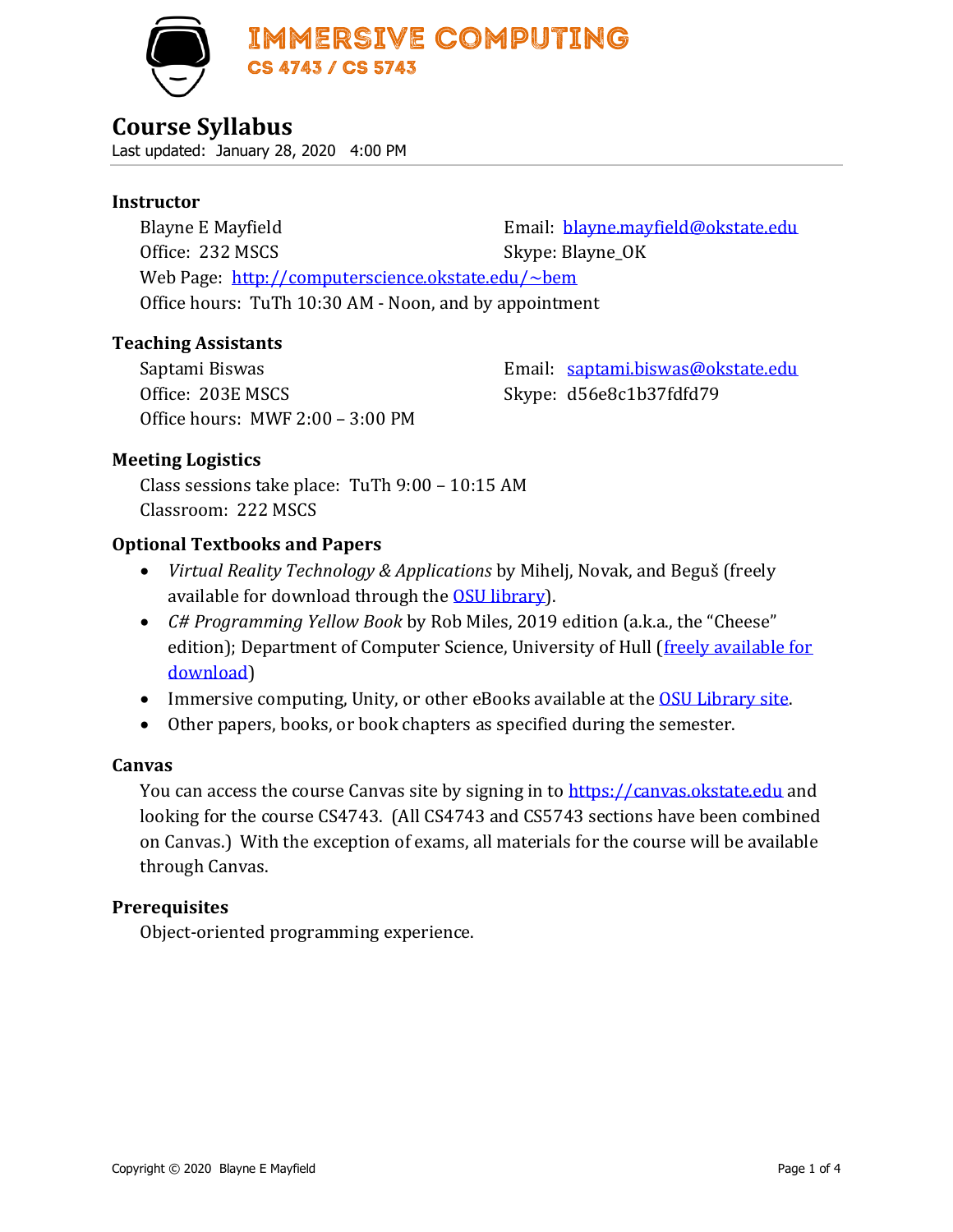# IMMERSIVE COMPUTING

## CS 4743 / CS 5743

# Course Syllabus

Last updated: January 28, 2020 4:00 PM

### Instructor

Blayne E Mayfield
Email: blayne.mayfield@okstate.edu
Office: 232 MSCS
Skype: Blayne_OK
Web Page: http://computerscience.okstate.edu/~bem
Office hours: TuTh 10:30 AM - Noon, and by appointment

### Teaching Assistants

Saptami Biswas
Email: saptami.biswas@okstate.edu
Office: 203E MSCS
Skype: d56e8c1b37fdfd79
Office hours: MWF 2:00 – 3:00 PM

### Meeting Logistics

Class sessions take place: TuTh 9:00 – 10:15 AM
Classroom: 222 MSCS

### Optional Textbooks and Papers

- *Virtual Reality Technology & Applications* by Mihelj, Novak, and Beguš (freely available for download through the OSU library).
- *C# Programming Yellow Book* by Rob Miles, 2019 edition (a.k.a., the "Cheese" edition); Department of Computer Science, University of Hull (freely available for download)
- Immersive computing, Unity, or other eBooks available at the OSU Library site.
- Other papers, books, or book chapters as specified during the semester.

### Canvas

You can access the course Canvas site by signing in to https://canvas.okstate.edu and looking for the course CS4743. (All CS4743 and CS5743 sections have been combined on Canvas.) With the exception of exams, all materials for the course will be available through Canvas.

### Prerequisites

Object-oriented programming experience.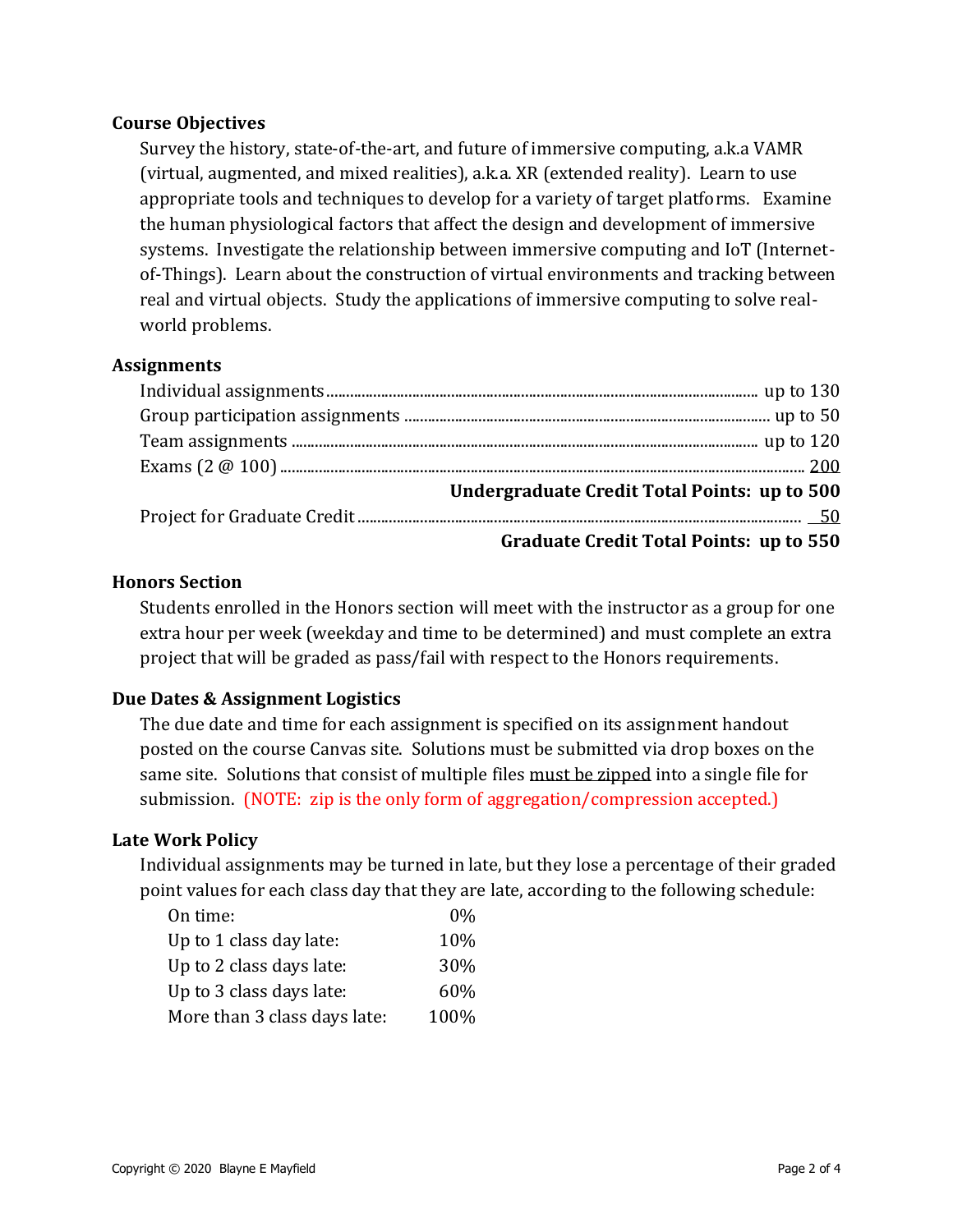### Course Objectives

Survey the history, state-of-the-art, and future of immersive computing, a.k.a VAMR (virtual, augmented, and mixed realities), a.k.a. XR (extended reality). Learn to use appropriate tools and techniques to develop for a variety of target platforms. Examine the human physiological factors that affect the design and development of immersive systems. Investigate the relationship between immersive computing and IoT (Internet-of-Things). Learn about the construction of virtual environments and tracking between real and virtual objects. Study the applications of immersive computing to solve real-world problems.

### Assignments

| | |
|---|---|
| Individual assignments | up to 130 |
| Group participation assignments | up to 50 |
| Team assignments | up to 120 |
| Exams (2 @ 100) | 200 |
| **Undergraduate Credit Total Points:** | **up to 500** |
| Project for Graduate Credit | 50 |
| **Graduate Credit Total Points:** | **up to 550** |

### Honors Section

Students enrolled in the Honors section will meet with the instructor as a group for one extra hour per week (weekday and time to be determined) and must complete an extra project that will be graded as pass/fail with respect to the Honors requirements.

### Due Dates & Assignment Logistics

The due date and time for each assignment is specified on its assignment handout posted on the course Canvas site. Solutions must be submitted via drop boxes on the same site. Solutions that consist of multiple files must be zipped into a single file for submission. (NOTE: zip is the only form of aggregation/compression accepted.)

### Late Work Policy

Individual assignments may be turned in late, but they lose a percentage of their graded point values for each class day that they are late, according to the following schedule:

| | |
|---|---|
| On time: | 0% |
| Up to 1 class day late: | 10% |
| Up to 2 class days late: | 30% |
| Up to 3 class days late: | 60% |
| More than 3 class days late: | 100% |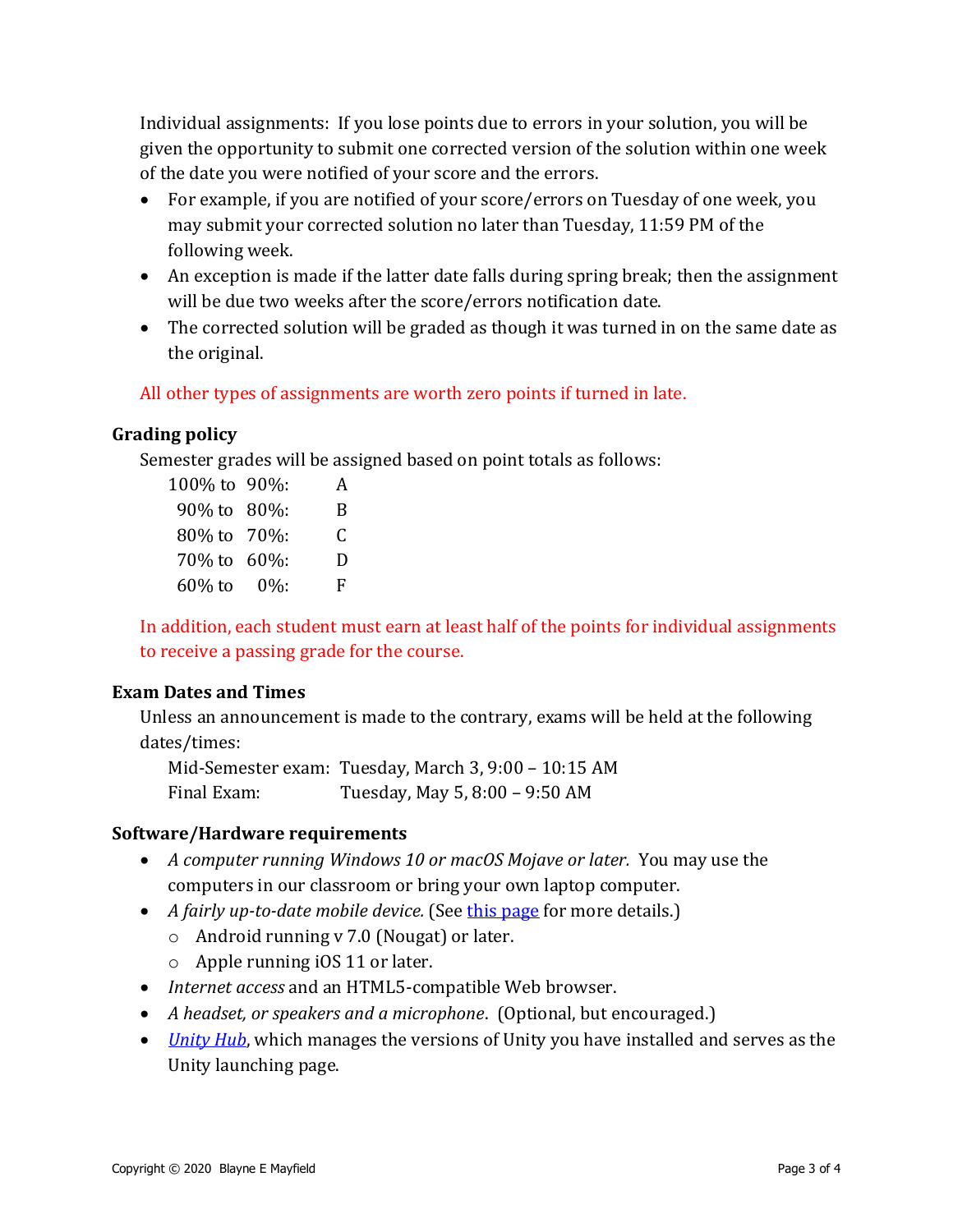Individual assignments: If you lose points due to errors in your solution, you will be given the opportunity to submit one corrected version of the solution within one week of the date you were notified of your score and the errors.

- For example, if you are notified of your score/errors on Tuesday of one week, you may submit your corrected solution no later than Tuesday, 11:59 PM of the following week.
- An exception is made if the latter date falls during spring break; then the assignment will be due two weeks after the score/errors notification date.
- The corrected solution will be graded as though it was turned in on the same date as the original.

All other types of assignments are worth zero points if turned in late.

### Grading policy

Semester grades will be assigned based on point totals as follows:

| Range | Grade |
|---|---|
| 100% to 90%: | A |
| 90% to 80%: | B |
| 80% to 70%: | C |
| 70% to 60%: | D |
| 60% to 0%: | F |

In addition, each student must earn at least half of the points for individual assignments to receive a passing grade for the course.

### Exam Dates and Times

Unless an announcement is made to the contrary, exams will be held at the following dates/times:

Mid-Semester exam: Tuesday, March 3, 9:00 – 10:15 AM
Final Exam: Tuesday, May 5, 8:00 – 9:50 AM

### Software/Hardware requirements

- *A computer running Windows 10 or macOS Mojave or later.* You may use the computers in our classroom or bring your own laptop computer.
- *A fairly up-to-date mobile device.* (See this page for more details.)
  - Android running v 7.0 (Nougat) or later.
  - Apple running iOS 11 or later.
- *Internet access* and an HTML5-compatible Web browser.
- *A headset, or speakers and a microphone*. (Optional, but encouraged.)
- *Unity Hub*, which manages the versions of Unity you have installed and serves as the Unity launching page.

Copyright © 2020 Blayne E Mayfield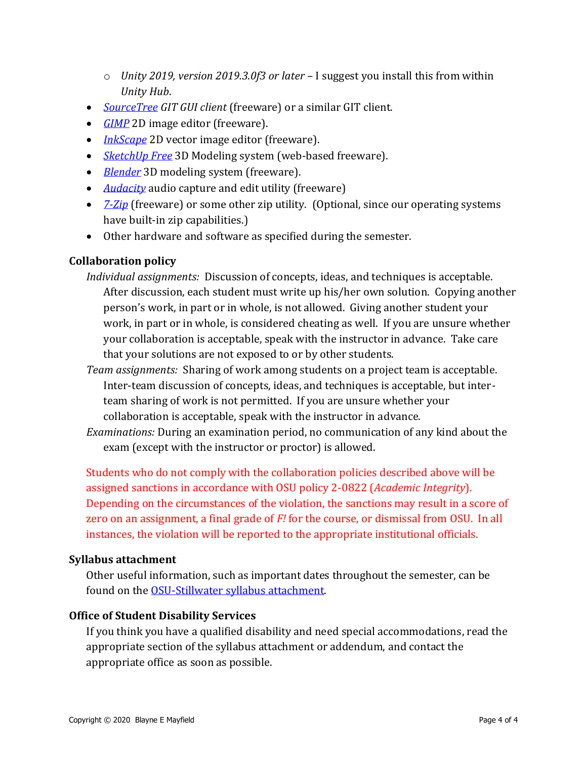- *Unity 2019, version 2019.3.0f3 or later* – I suggest you install this from within *Unity Hub*.
- *SourceTree GIT GUI client* (freeware) or a similar GIT client.
- *GIMP* 2D image editor (freeware).
- *InkScape* 2D vector image editor (freeware).
- *SketchUp Free* 3D Modeling system (web-based freeware).
- *Blender* 3D modeling system (freeware).
- *Audacity* audio capture and edit utility (freeware)
- *7-Zip* (freeware) or some other zip utility. (Optional, since our operating systems have built-in zip capabilities.)
- Other hardware and software as specified during the semester.

### Collaboration policy

*Individual assignments:* Discussion of concepts, ideas, and techniques is acceptable. After discussion, each student must write up his/her own solution. Copying another person's work, in part or in whole, is not allowed. Giving another student your work, in part or in whole, is considered cheating as well. If you are unsure whether your collaboration is acceptable, speak with the instructor in advance. Take care that your solutions are not exposed to or by other students.

*Team assignments:* Sharing of work among students on a project team is acceptable. Inter-team discussion of concepts, ideas, and techniques is acceptable, but inter-team sharing of work is not permitted. If you are unsure whether your collaboration is acceptable, speak with the instructor in advance.

*Examinations:* During an examination period, no communication of any kind about the exam (except with the instructor or proctor) is allowed.

Students who do not comply with the collaboration policies described above will be assigned sanctions in accordance with OSU policy 2-0822 (*Academic Integrity*). Depending on the circumstances of the violation, the sanctions may result in a score of zero on an assignment, a final grade of *F!* for the course, or dismissal from OSU. In all instances, the violation will be reported to the appropriate institutional officials.

### Syllabus attachment

Other useful information, such as important dates throughout the semester, can be found on the OSU-Stillwater syllabus attachment.

### Office of Student Disability Services

If you think you have a qualified disability and need special accommodations, read the appropriate section of the syllabus attachment or addendum, and contact the appropriate office as soon as possible.

Copyright © 2020 Blayne E Mayfield